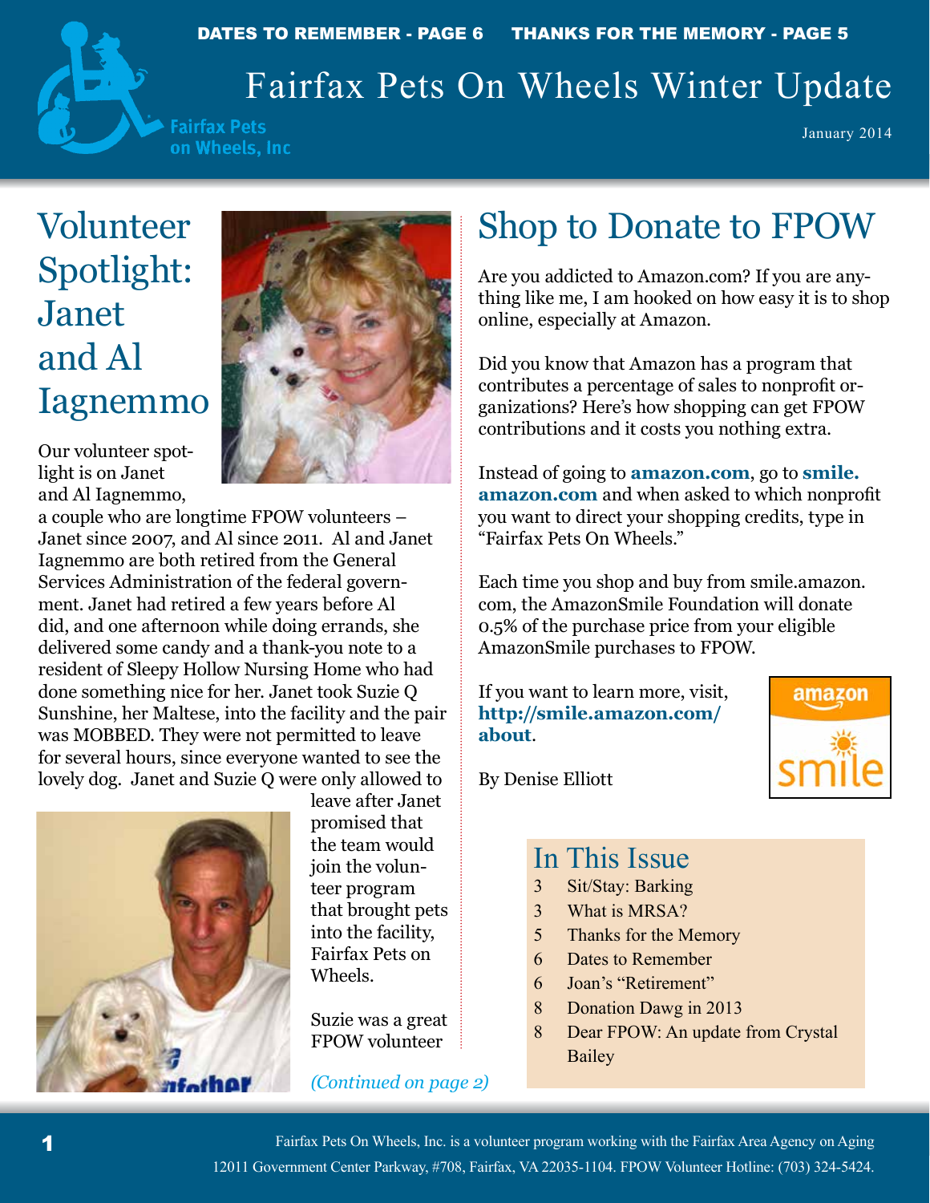DATES TO REMEMBER - PAGE 6 THANKS FOR THE MEMORY - PAGE 5

# Fairfax Pets On Wheels Winter Update

January 2014

## Volunteer Spotlight: Janet and Al Iagnemmo

Our volunteer spotlight is on Janet and Al Iagnemmo, a couple who are longtime FPOW volunteers – Janet since 2007, and Al since 2011. Al and Janet Iagnemmo are both retired from the General Services Administration of the federal government. Janet had retired a few years before Al did, and one afternoon while doing errands, she delivered some candy and a thank-you note to a resident of Sleepy Hollow Nursing Home who had done something nice for her. Janet took Suzie Q Sunshine, her Maltese, into the facility and the pair was MOBBED. They were not permitted to leave for several hours, since everyone wanted to see the lovely dog. Janet and Suzie Q were only allowed to leave after Janet promised that the team would join the volunteer program that brought pets into the facility, Fairfax Pets on Wheels.

Suzie was a great FPOW volunteer

*(Continued on page 2)*

## Shop to Donate to FPOW

Are you addicted to Amazon.com? If you are anything like me, I am hooked on how easy it is to shop online, especially at Amazon.

Did you know that Amazon has a program that contributes a percentage of sales to nonprofit organizations? Here's how shopping can get FPOW contributions and it costs you nothing extra.

Instead of going to **amazon.com**, go to **smile.amazon.com** and when asked to which nonprofit you want to direct your shopping credits, type in "Fairfax Pets On Wheels."

Each time you shop and buy from smile.amazon.com, the AmazonSmile Foundation will donate 0.5% of the purchase price from your eligible AmazonSmile purchases to FPOW.

If you want to learn more, visit, **http://smile.amazon.com/about**.

By Denise Elliott

## In This Issue

- 3 Sit/Stay: Barking
- 3 What is MRSA?
- 5 Thanks for the Memory
- 6 Dates to Remember
- 6 Joan's "Retirement"
- 8 Donation Dawg in 2013
- 8 Dear FPOW: An update from Crystal Bailey

Fairfax Pets On Wheels, Inc. is a volunteer program working with the Fairfax Area Agency on Aging
12011 Government Center Parkway, #708, Fairfax, VA 22035-1104. FPOW Volunteer Hotline: (703) 324-5424.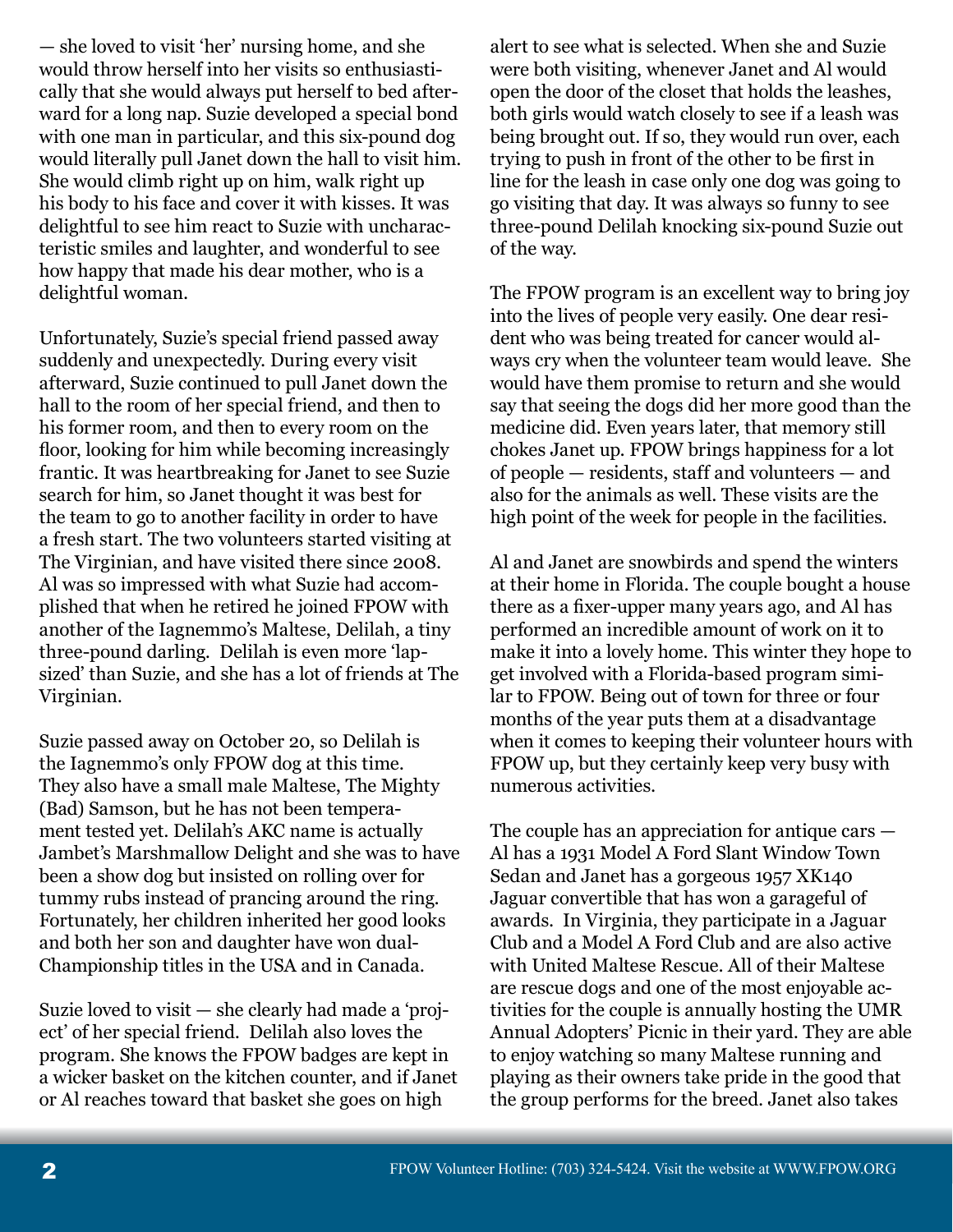— she loved to visit 'her' nursing home, and she would throw herself into her visits so enthusiastically that she would always put herself to bed afterward for a long nap. Suzie developed a special bond with one man in particular, and this six-pound dog would literally pull Janet down the hall to visit him. She would climb right up on him, walk right up his body to his face and cover it with kisses. It was delightful to see him react to Suzie with uncharacteristic smiles and laughter, and wonderful to see how happy that made his dear mother, who is a delightful woman.

Unfortunately, Suzie's special friend passed away suddenly and unexpectedly. During every visit afterward, Suzie continued to pull Janet down the hall to the room of her special friend, and then to his former room, and then to every room on the floor, looking for him while becoming increasingly frantic. It was heartbreaking for Janet to see Suzie search for him, so Janet thought it was best for the team to go to another facility in order to have a fresh start. The two volunteers started visiting at The Virginian, and have visited there since 2008. Al was so impressed with what Suzie had accomplished that when he retired he joined FPOW with another of the Iagnemmo's Maltese, Delilah, a tiny three-pound darling. Delilah is even more 'lap-sized' than Suzie, and she has a lot of friends at The Virginian.

Suzie passed away on October 20, so Delilah is the Iagnemmo's only FPOW dog at this time. They also have a small male Maltese, The Mighty (Bad) Samson, but he has not been temperament tested yet. Delilah's AKC name is actually Jambet's Marshmallow Delight and she was to have been a show dog but insisted on rolling over for tummy rubs instead of prancing around the ring. Fortunately, her children inherited her good looks and both her son and daughter have won dual-Championship titles in the USA and in Canada.

Suzie loved to visit — she clearly had made a 'project' of her special friend. Delilah also loves the program. She knows the FPOW badges are kept in a wicker basket on the kitchen counter, and if Janet or Al reaches toward that basket she goes on high alert to see what is selected. When she and Suzie were both visiting, whenever Janet and Al would open the door of the closet that holds the leashes, both girls would watch closely to see if a leash was being brought out. If so, they would run over, each trying to push in front of the other to be first in line for the leash in case only one dog was going to go visiting that day. It was always so funny to see three-pound Delilah knocking six-pound Suzie out of the way.

The FPOW program is an excellent way to bring joy into the lives of people very easily. One dear resident who was being treated for cancer would always cry when the volunteer team would leave. She would have them promise to return and she would say that seeing the dogs did her more good than the medicine did. Even years later, that memory still chokes Janet up. FPOW brings happiness for a lot of people — residents, staff and volunteers — and also for the animals as well. These visits are the high point of the week for people in the facilities.

Al and Janet are snowbirds and spend the winters at their home in Florida. The couple bought a house there as a fixer-upper many years ago, and Al has performed an incredible amount of work on it to make it into a lovely home. This winter they hope to get involved with a Florida-based program similar to FPOW. Being out of town for three or four months of the year puts them at a disadvantage when it comes to keeping their volunteer hours with FPOW up, but they certainly keep very busy with numerous activities.

The couple has an appreciation for antique cars — Al has a 1931 Model A Ford Slant Window Town Sedan and Janet has a gorgeous 1957 XK140 Jaguar convertible that has won a garageful of awards. In Virginia, they participate in a Jaguar Club and a Model A Ford Club and are also active with United Maltese Rescue. All of their Maltese are rescue dogs and one of the most enjoyable activities for the couple is annually hosting the UMR Annual Adopters' Picnic in their yard. They are able to enjoy watching so many Maltese running and playing as their owners take pride in the good that the group performs for the breed. Janet also takes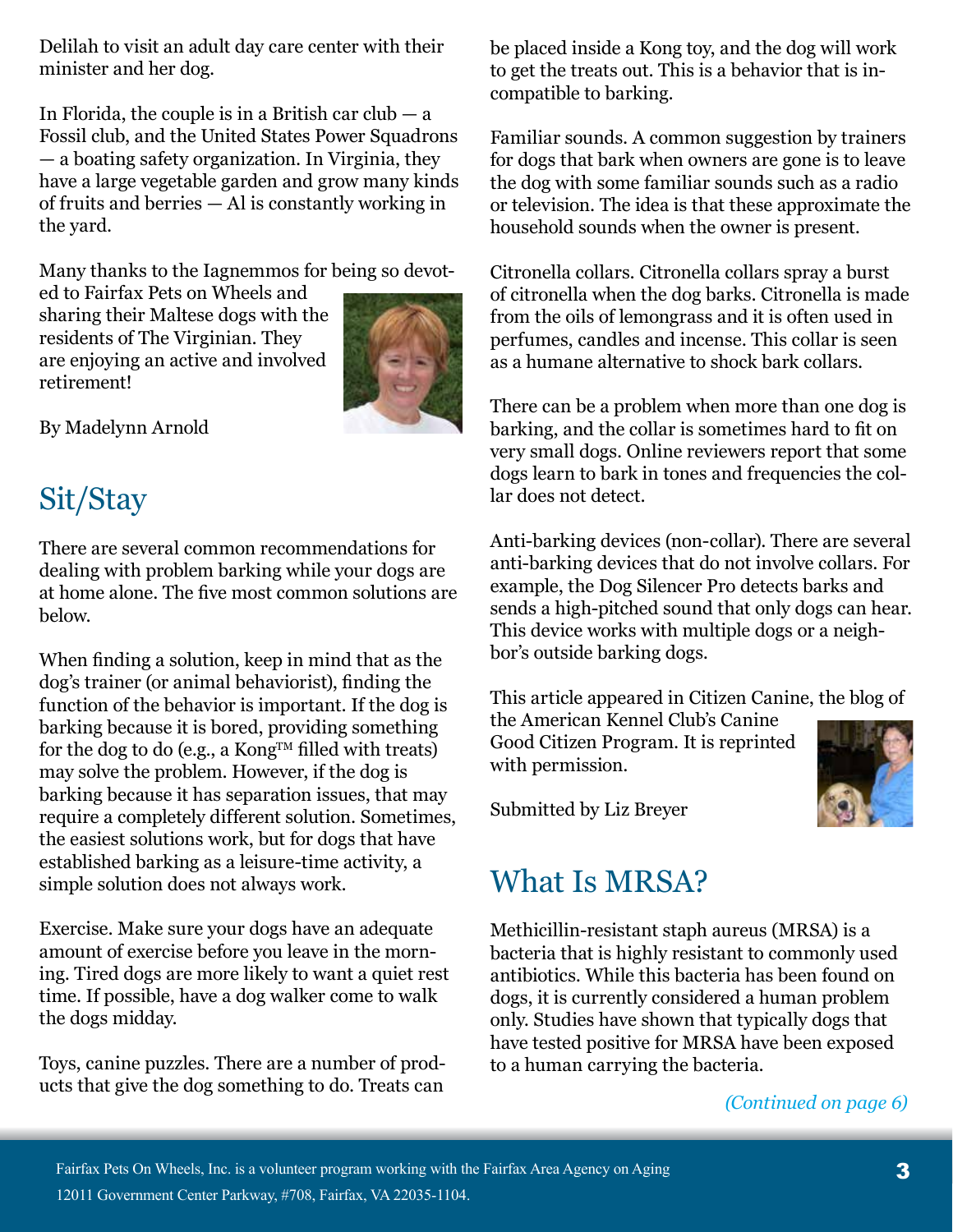Delilah to visit an adult day care center with their minister and her dog.

In Florida, the couple is in a British car club — a Fossil club, and the United States Power Squadrons — a boating safety organization. In Virginia, they have a large vegetable garden and grow many kinds of fruits and berries — Al is constantly working in the yard.

Many thanks to the Iagnemmos for being so devoted to Fairfax Pets on Wheels and sharing their Maltese dogs with the residents of The Virginian. They are enjoying an active and involved retirement!

By Madelynn Arnold

## Sit/Stay

There are several common recommendations for dealing with problem barking while your dogs are at home alone. The five most common solutions are below.

When finding a solution, keep in mind that as the dog's trainer (or animal behaviorist), finding the function of the behavior is important. If the dog is barking because it is bored, providing something for the dog to do (e.g., a Kong™ filled with treats) may solve the problem. However, if the dog is barking because it has separation issues, that may require a completely different solution. Sometimes, the easiest solutions work, but for dogs that have established barking as a leisure-time activity, a simple solution does not always work.

Exercise. Make sure your dogs have an adequate amount of exercise before you leave in the morning. Tired dogs are more likely to want a quiet rest time. If possible, have a dog walker come to walk the dogs midday.

Toys, canine puzzles. There are a number of products that give the dog something to do. Treats can be placed inside a Kong toy, and the dog will work to get the treats out. This is a behavior that is incompatible to barking.

Familiar sounds. A common suggestion by trainers for dogs that bark when owners are gone is to leave the dog with some familiar sounds such as a radio or television. The idea is that these approximate the household sounds when the owner is present.

Citronella collars. Citronella collars spray a burst of citronella when the dog barks. Citronella is made from the oils of lemongrass and it is often used in perfumes, candles and incense. This collar is seen as a humane alternative to shock bark collars.

There can be a problem when more than one dog is barking, and the collar is sometimes hard to fit on very small dogs. Online reviewers report that some dogs learn to bark in tones and frequencies the collar does not detect.

Anti-barking devices (non-collar). There are several anti-barking devices that do not involve collars. For example, the Dog Silencer Pro detects barks and sends a high-pitched sound that only dogs can hear. This device works with multiple dogs or a neighbor's outside barking dogs.

This article appeared in Citizen Canine, the blog of the American Kennel Club's Canine Good Citizen Program. It is reprinted with permission.

Submitted by Liz Breyer

## What Is MRSA?

Methicillin-resistant staph aureus (MRSA) is a bacteria that is highly resistant to commonly used antibiotics. While this bacteria has been found on dogs, it is currently considered a human problem only. Studies have shown that typically dogs that have tested positive for MRSA have been exposed to a human carrying the bacteria.

*(Continued on page 6)*

Fairfax Pets On Wheels, Inc. is a volunteer program working with the Fairfax Area Agency on Aging 12011 Government Center Parkway, #708, Fairfax, VA 22035-1104.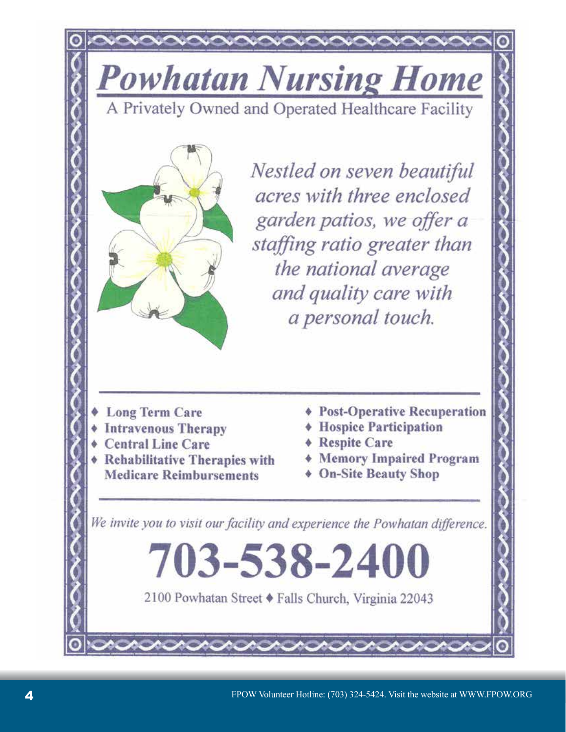# *Powhatan Nursing Home*

A Privately Owned and Operated Healthcare Facility

*Nestled on seven beautiful acres with three enclosed garden patios, we offer a staffing ratio greater than the national average and quality care with a personal touch.*

- **Long Term Care**
- **Intravenous Therapy**
- **Central Line Care**
- **Rehabilitative Therapies with Medicare Reimbursements**
- **Post-Operative Recuperation**
- **Hospice Participation**
- **Respite Care**
- **Memory Impaired Program**
- **On-Site Beauty Shop**

*We invite you to visit our facility and experience the Powhatan difference.*

# 703-538-2400

2100 Powhatan Street ♦ Falls Church, Virginia 22043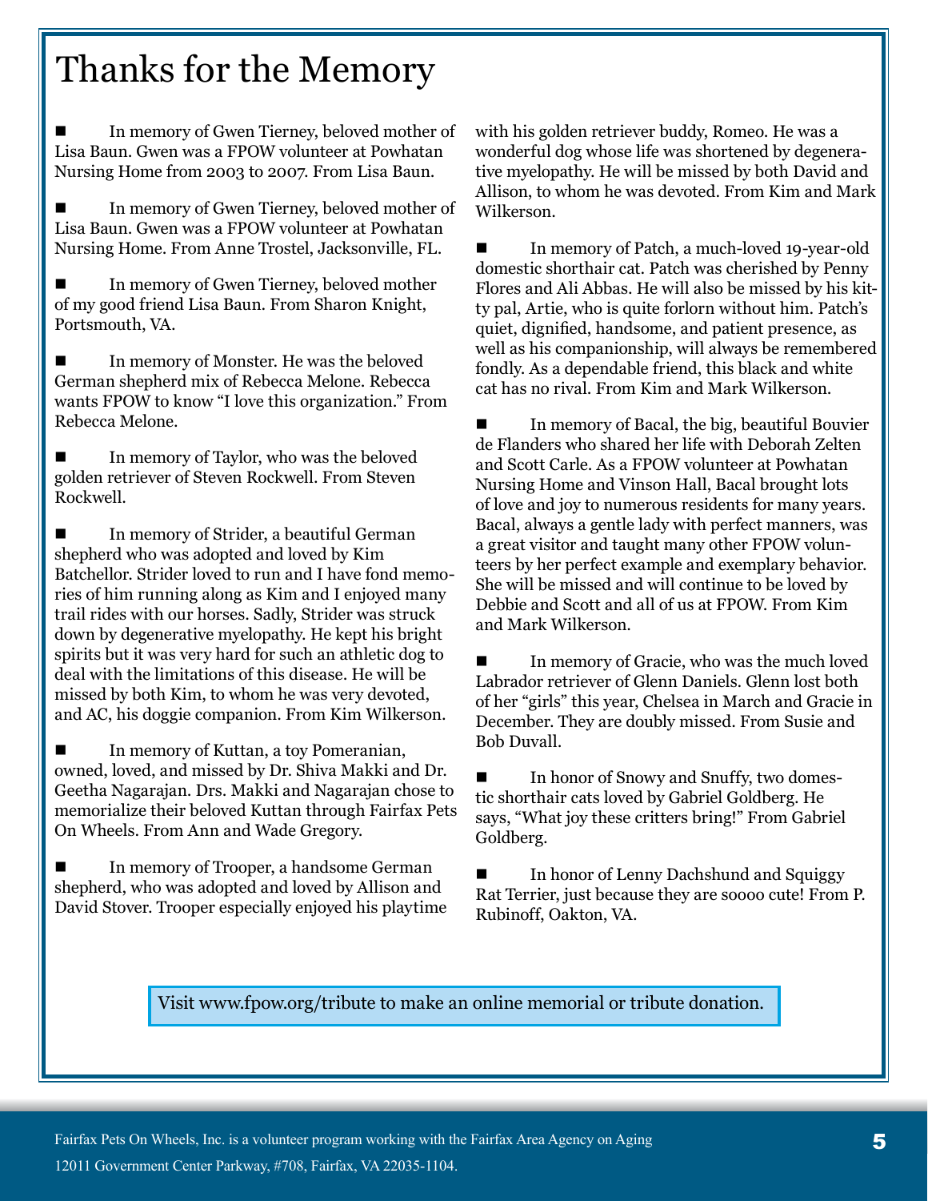# Thanks for the Memory

- In memory of Gwen Tierney, beloved mother of Lisa Baun. Gwen was a FPOW volunteer at Powhatan Nursing Home from 2003 to 2007. From Lisa Baun.

- In memory of Gwen Tierney, beloved mother of Lisa Baun. Gwen was a FPOW volunteer at Powhatan Nursing Home. From Anne Trostel, Jacksonville, FL.

- In memory of Gwen Tierney, beloved mother of my good friend Lisa Baun. From Sharon Knight, Portsmouth, VA.

- In memory of Monster. He was the beloved German shepherd mix of Rebecca Melone. Rebecca wants FPOW to know "I love this organization." From Rebecca Melone.

- In memory of Taylor, who was the beloved golden retriever of Steven Rockwell. From Steven Rockwell.

- In memory of Strider, a beautiful German shepherd who was adopted and loved by Kim Batchellor. Strider loved to run and I have fond memories of him running along as Kim and I enjoyed many trail rides with our horses. Sadly, Strider was struck down by degenerative myelopathy. He kept his bright spirits but it was very hard for such an athletic dog to deal with the limitations of this disease. He will be missed by both Kim, to whom he was very devoted, and AC, his doggie companion. From Kim Wilkerson.

- In memory of Kuttan, a toy Pomeranian, owned, loved, and missed by Dr. Shiva Makki and Dr. Geetha Nagarajan. Drs. Makki and Nagarajan chose to memorialize their beloved Kuttan through Fairfax Pets On Wheels. From Ann and Wade Gregory.

- In memory of Trooper, a handsome German shepherd, who was adopted and loved by Allison and David Stover. Trooper especially enjoyed his playtime with his golden retriever buddy, Romeo. He was a wonderful dog whose life was shortened by degenerative myelopathy. He will be missed by both David and Allison, to whom he was devoted. From Kim and Mark Wilkerson.

- In memory of Patch, a much-loved 19-year-old domestic shorthair cat. Patch was cherished by Penny Flores and Ali Abbas. He will also be missed by his kitty pal, Artie, who is quite forlorn without him. Patch's quiet, dignified, handsome, and patient presence, as well as his companionship, will always be remembered fondly. As a dependable friend, this black and white cat has no rival. From Kim and Mark Wilkerson.

- In memory of Bacal, the big, beautiful Bouvier de Flanders who shared her life with Deborah Zelten and Scott Carle. As a FPOW volunteer at Powhatan Nursing Home and Vinson Hall, Bacal brought lots of love and joy to numerous residents for many years. Bacal, always a gentle lady with perfect manners, was a great visitor and taught many other FPOW volunteers by her perfect example and exemplary behavior. She will be missed and will continue to be loved by Debbie and Scott and all of us at FPOW. From Kim and Mark Wilkerson.

- In memory of Gracie, who was the much loved Labrador retriever of Glenn Daniels. Glenn lost both of her "girls" this year, Chelsea in March and Gracie in December. They are doubly missed. From Susie and Bob Duvall.

- In honor of Snowy and Snuffy, two domestic shorthair cats loved by Gabriel Goldberg. He says, "What joy these critters bring!" From Gabriel Goldberg.

- In honor of Lenny Dachshund and Squiggy Rat Terrier, just because they are soooo cute! From P. Rubinoff, Oakton, VA.

Visit www.fpow.org/tribute to make an online memorial or tribute donation.

Fairfax Pets On Wheels, Inc. is a volunteer program working with the Fairfax Area Agency on Aging
12011 Government Center Parkway, #708, Fairfax, VA 22035-1104.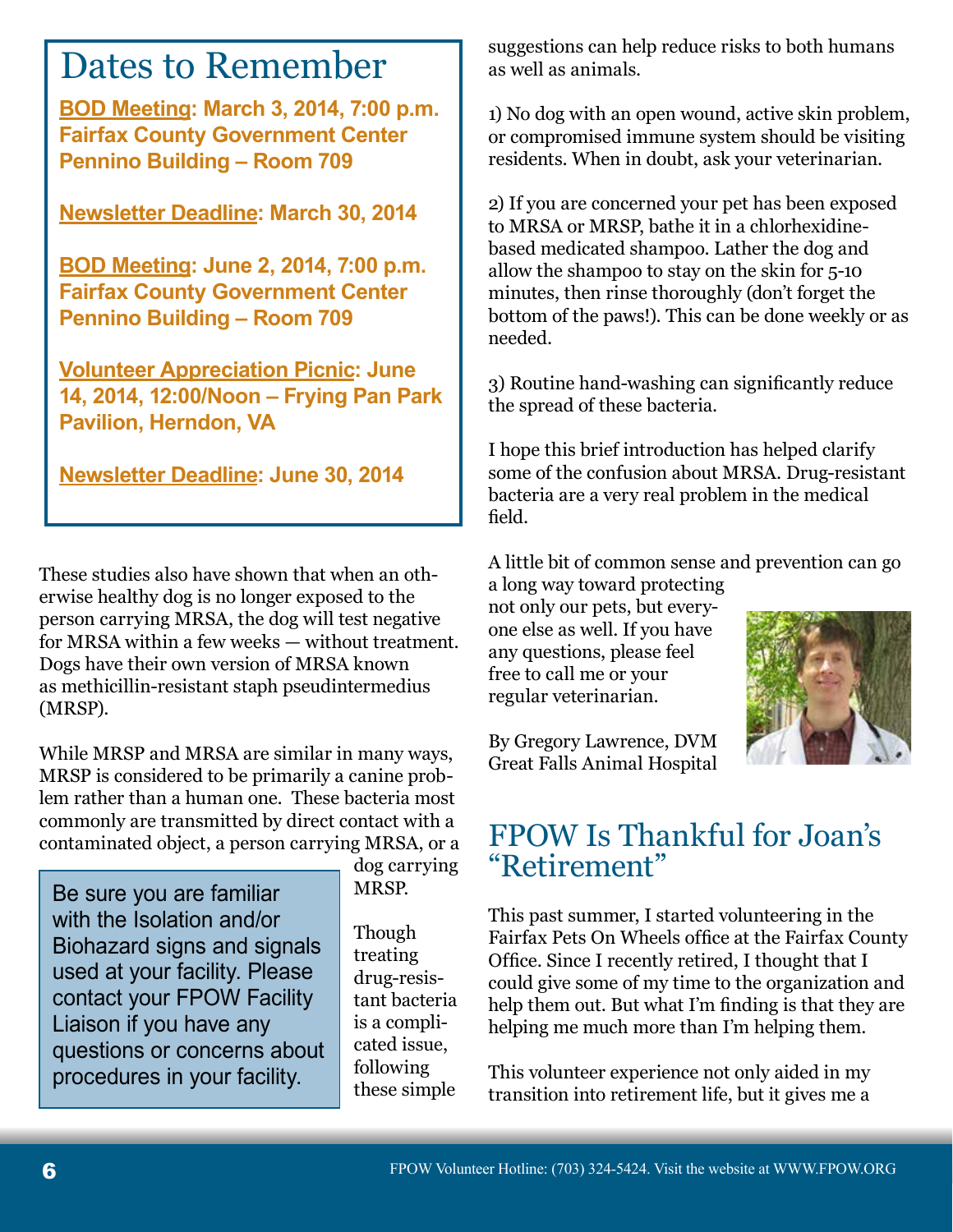## Dates to Remember

**BOD Meeting: March 3, 2014, 7:00 p.m. Fairfax County Government Center Pennino Building – Room 709**

**Newsletter Deadline: March 30, 2014**

**BOD Meeting: June 2, 2014, 7:00 p.m. Fairfax County Government Center Pennino Building – Room 709**

**Volunteer Appreciation Picnic: June 14, 2014, 12:00/Noon – Frying Pan Park Pavilion, Herndon, VA**

**Newsletter Deadline: June 30, 2014**

These studies also have shown that when an otherwise healthy dog is no longer exposed to the person carrying MRSA, the dog will test negative for MRSA within a few weeks — without treatment. Dogs have their own version of MRSA known as methicillin-resistant staph pseudintermedius (MRSP).

While MRSP and MRSA are similar in many ways, MRSP is considered to be primarily a canine problem rather than a human one. These bacteria most commonly are transmitted by direct contact with a contaminated object, a person carrying MRSA, or a dog carrying MRSP.

> Be sure you are familiar with the Isolation and/or Biohazard signs and signals used at your facility. Please contact your FPOW Facility Liaison if you have any questions or concerns about procedures in your facility.

Though treating drug-resistant bacteria is a complicated issue, following these simple suggestions can help reduce risks to both humans as well as animals.

1) No dog with an open wound, active skin problem, or compromised immune system should be visiting residents. When in doubt, ask your veterinarian.

2) If you are concerned your pet has been exposed to MRSA or MRSP, bathe it in a chlorhexidine-based medicated shampoo. Lather the dog and allow the shampoo to stay on the skin for 5-10 minutes, then rinse thoroughly (don't forget the bottom of the paws!). This can be done weekly or as needed.

3) Routine hand-washing can significantly reduce the spread of these bacteria.

I hope this brief introduction has helped clarify some of the confusion about MRSA. Drug-resistant bacteria are a very real problem in the medical field.

A little bit of common sense and prevention can go a long way toward protecting not only our pets, but everyone else as well. If you have any questions, please feel free to call me or your regular veterinarian.

By Gregory Lawrence, DVM
Great Falls Animal Hospital

## FPOW Is Thankful for Joan's "Retirement"

This past summer, I started volunteering in the Fairfax Pets On Wheels office at the Fairfax County Office. Since I recently retired, I thought that I could give some of my time to the organization and help them out. But what I'm finding is that they are helping me much more than I'm helping them.

This volunteer experience not only aided in my transition into retirement life, but it gives me a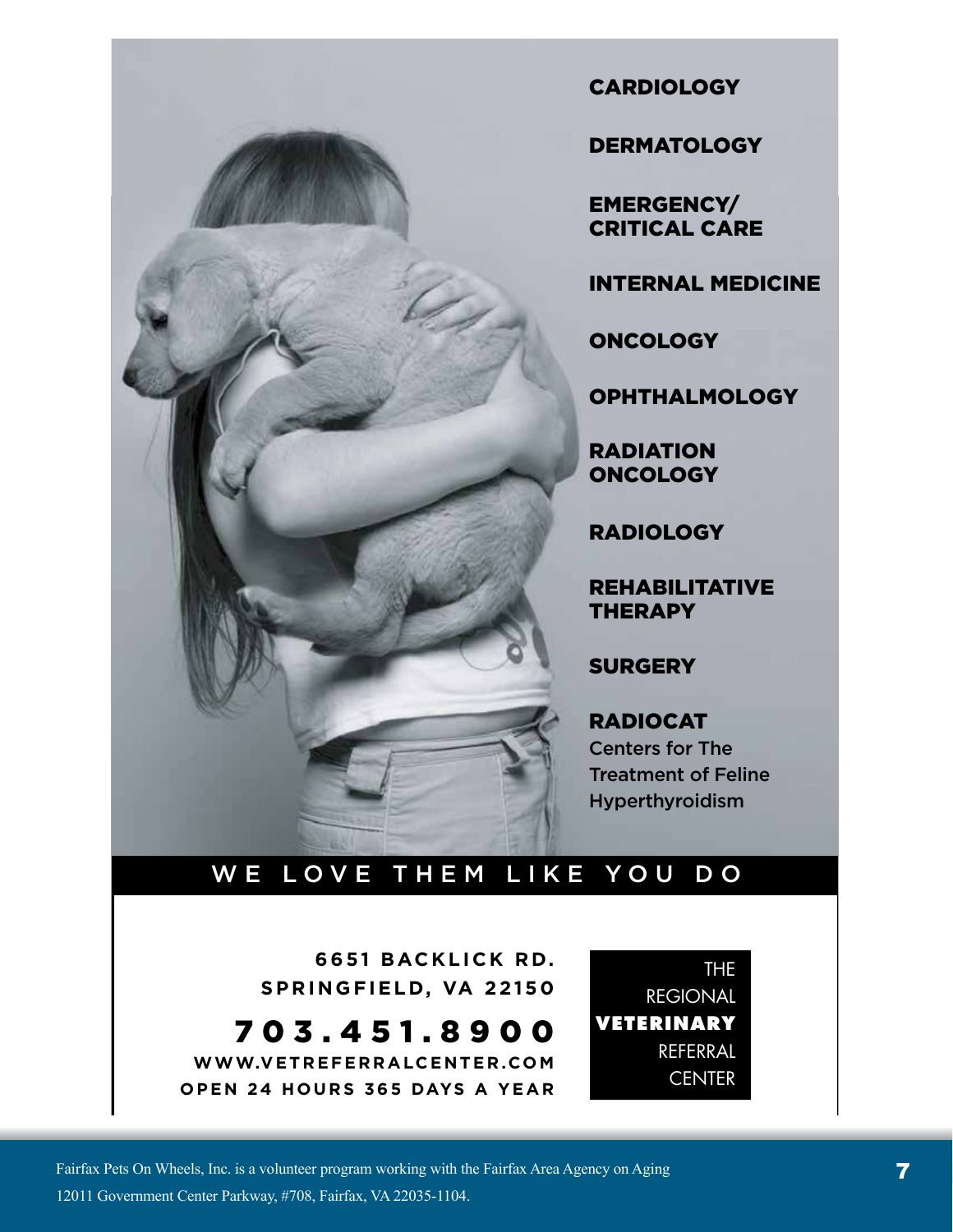**CARDIOLOGY**

**DERMATOLOGY**

**EMERGENCY/ CRITICAL CARE**

**INTERNAL MEDICINE**

**ONCOLOGY**

**OPHTHALMOLOGY**

**RADIATION ONCOLOGY**

**RADIOLOGY**

**REHABILITATIVE THERAPY**

**SURGERY**

**RADIOCAT**
Centers for The Treatment of Feline Hyperthyroidism

**WE LOVE THEM LIKE YOU DO**

**6651 BACKLICK RD.**
**SPRINGFIELD, VA 22150**

**703.451.8900**

**WWW.VETREFERRALCENTER.COM**
**OPEN 24 HOURS 365 DAYS A YEAR**

THE REGIONAL **VETERINARY** REFERRAL CENTER

Fairfax Pets On Wheels, Inc. is a volunteer program working with the Fairfax Area Agency on Aging
12011 Government Center Parkway, #708, Fairfax, VA 22035-1104.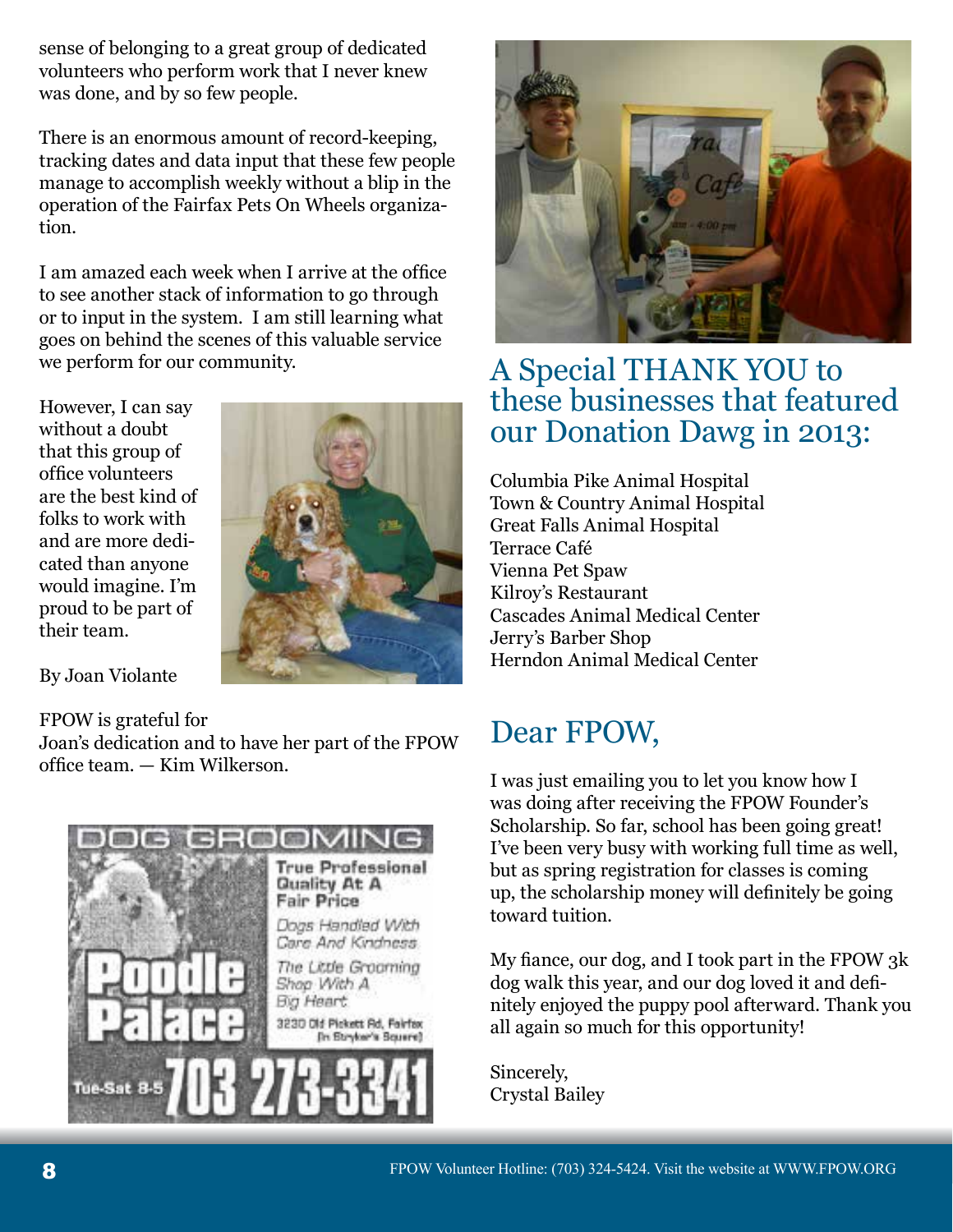sense of belonging to a great group of dedicated volunteers who perform work that I never knew was done, and by so few people.

There is an enormous amount of record-keeping, tracking dates and data input that these few people manage to accomplish weekly without a blip in the operation of the Fairfax Pets On Wheels organization.

I am amazed each week when I arrive at the office to see another stack of information to go through or to input in the system. I am still learning what goes on behind the scenes of this valuable service we perform for our community.

However, I can say without a doubt that this group of office volunteers are the best kind of folks to work with and are more dedicated than anyone would imagine. I'm proud to be part of their team.

By Joan Violante

FPOW is grateful for Joan's dedication and to have her part of the FPOW office team. — Kim Wilkerson.

DOG GROOMING

True Professional Quality At A Fair Price

Dogs Handled With Care And Kindness

The Little Grooming Shop With A Big Heart

Poodle Palace

3230 Old Pickett Rd, Fairfax (In Boyker's Square)

Tue-Sat 8-5 703 273-3341

## A Special THANK YOU to these businesses that featured our Donation Dawg in 2013:

Columbia Pike Animal Hospital
Town & Country Animal Hospital
Great Falls Animal Hospital
Terrace Café
Vienna Pet Spaw
Kilroy's Restaurant
Cascades Animal Medical Center
Jerry's Barber Shop
Herndon Animal Medical Center

## Dear FPOW,

I was just emailing you to let you know how I was doing after receiving the FPOW Founder's Scholarship. So far, school has been going great! I've been very busy with working full time as well, but as spring registration for classes is coming up, the scholarship money will definitely be going toward tuition.

My fiance, our dog, and I took part in the FPOW 3k dog walk this year, and our dog loved it and definitely enjoyed the puppy pool afterward. Thank you all again so much for this opportunity!

Sincerely,
Crystal Bailey

FPOW Volunteer Hotline: (703) 324-5424. Visit the website at WWW.FPOW.ORG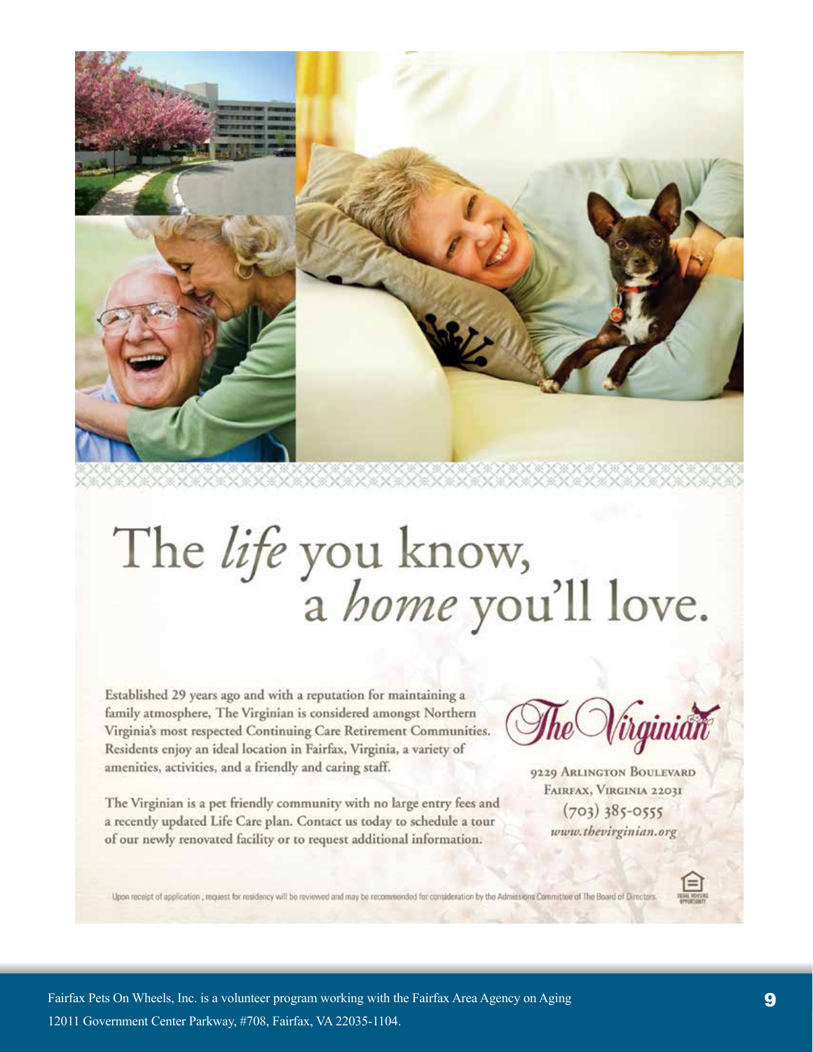# The *life* you know, a *home* you'll love.

Established 29 years ago and with a reputation for maintaining a family atmosphere, The Virginian is considered amongst Northern Virginia's most respected Continuing Care Retirement Communities. Residents enjoy an ideal location in Fairfax, Virginia, a variety of amenities, activities, and a friendly and caring staff.

The Virginian is a pet friendly community with no large entry fees and a recently updated Life Care plan. Contact us today to schedule a tour of our newly renovated facility or to request additional information.

The Virginian

9229 Arlington Boulevard
Fairfax, Virginia 22031
(703) 385-0555
www.thevirginian.org

Upon receipt of application, request for residency will be reviewed and may be recommended for consideration by the Admissions Committee of The Board of Directors.

Fairfax Pets On Wheels, Inc. is a volunteer program working with the Fairfax Area Agency on Aging
12011 Government Center Parkway, #708, Fairfax, VA 22035-1104.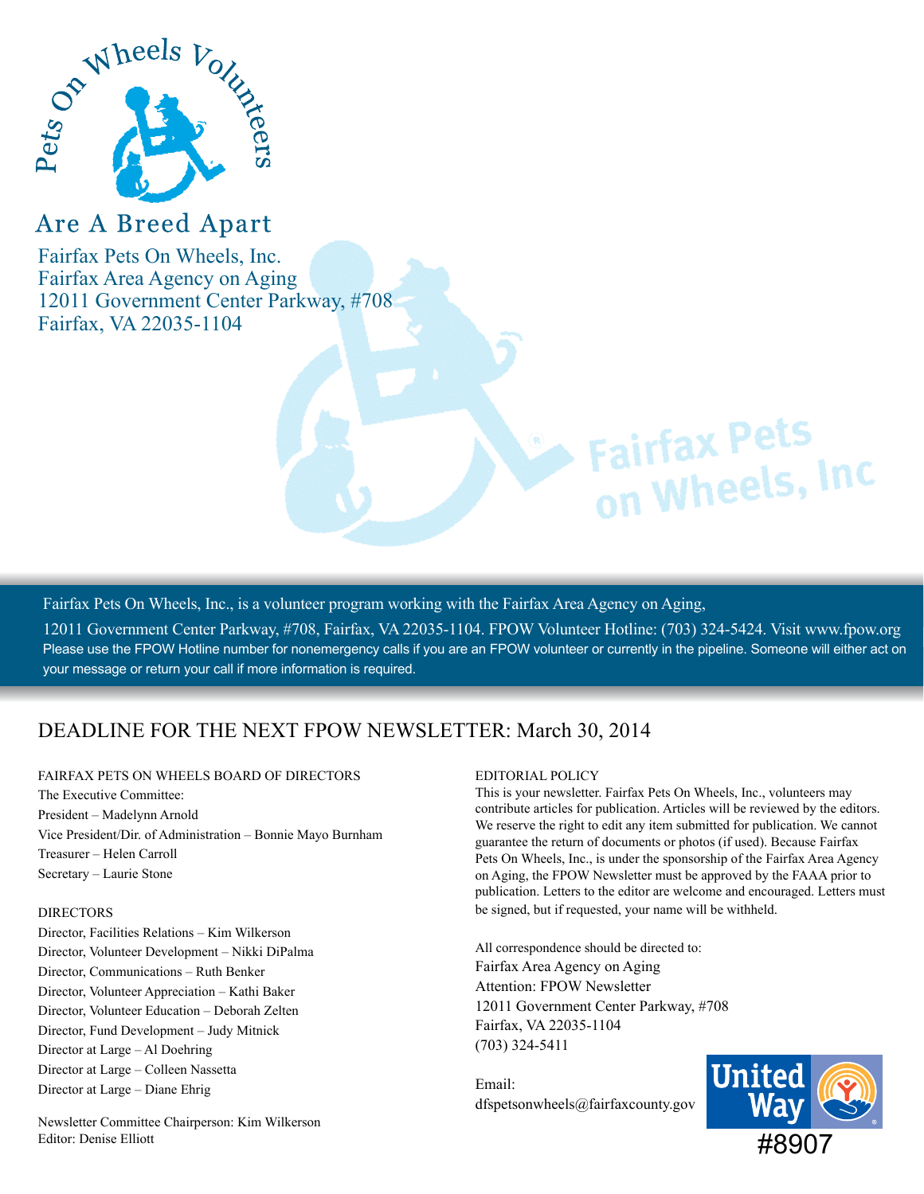Pets On Wheels Volunteers

Are A Breed Apart

Fairfax Pets On Wheels, Inc.
Fairfax Area Agency on Aging
12011 Government Center Parkway, #708
Fairfax, VA 22035-1104

Fairfax Pets on Wheels, Inc

Fairfax Pets On Wheels, Inc., is a volunteer program working with the Fairfax Area Agency on Aging, 12011 Government Center Parkway, #708, Fairfax, VA 22035-1104. FPOW Volunteer Hotline: (703) 324-5424. Visit www.fpow.org

Please use the FPOW Hotline number for nonemergency calls if you are an FPOW volunteer or currently in the pipeline. Someone will either act on your message or return your call if more information is required.

## DEADLINE FOR THE NEXT FPOW NEWSLETTER: March 30, 2014

FAIRFAX PETS ON WHEELS BOARD OF DIRECTORS

The Executive Committee:

President – Madelynn Arnold
Vice President/Dir. of Administration – Bonnie Mayo Burnham
Treasurer – Helen Carroll
Secretary – Laurie Stone

DIRECTORS

Director, Facilities Relations – Kim Wilkerson
Director, Volunteer Development – Nikki DiPalma
Director, Communications – Ruth Benker
Director, Volunteer Appreciation – Kathi Baker
Director, Volunteer Education – Deborah Zelten
Director, Fund Development – Judy Mitnick
Director at Large – Al Doehring
Director at Large – Colleen Nassetta
Director at Large – Diane Ehrig

Newsletter Committee Chairperson: Kim Wilkerson
Editor: Denise Elliott

EDITORIAL POLICY

This is your newsletter. Fairfax Pets On Wheels, Inc., volunteers may contribute articles for publication. Articles will be reviewed by the editors. We reserve the right to edit any item submitted for publication. We cannot guarantee the return of documents or photos (if used). Because Fairfax Pets On Wheels, Inc., is under the sponsorship of the Fairfax Area Agency on Aging, the FPOW Newsletter must be approved by the FAAA prior to publication. Letters to the editor are welcome and encouraged. Letters must be signed, but if requested, your name will be withheld.

All correspondence should be directed to:
Fairfax Area Agency on Aging
Attention: FPOW Newsletter
12011 Government Center Parkway, #708
Fairfax, VA 22035-1104
(703) 324-5411

Email:
dfspetsonwheels@fairfaxcounty.gov

United Way
#8907